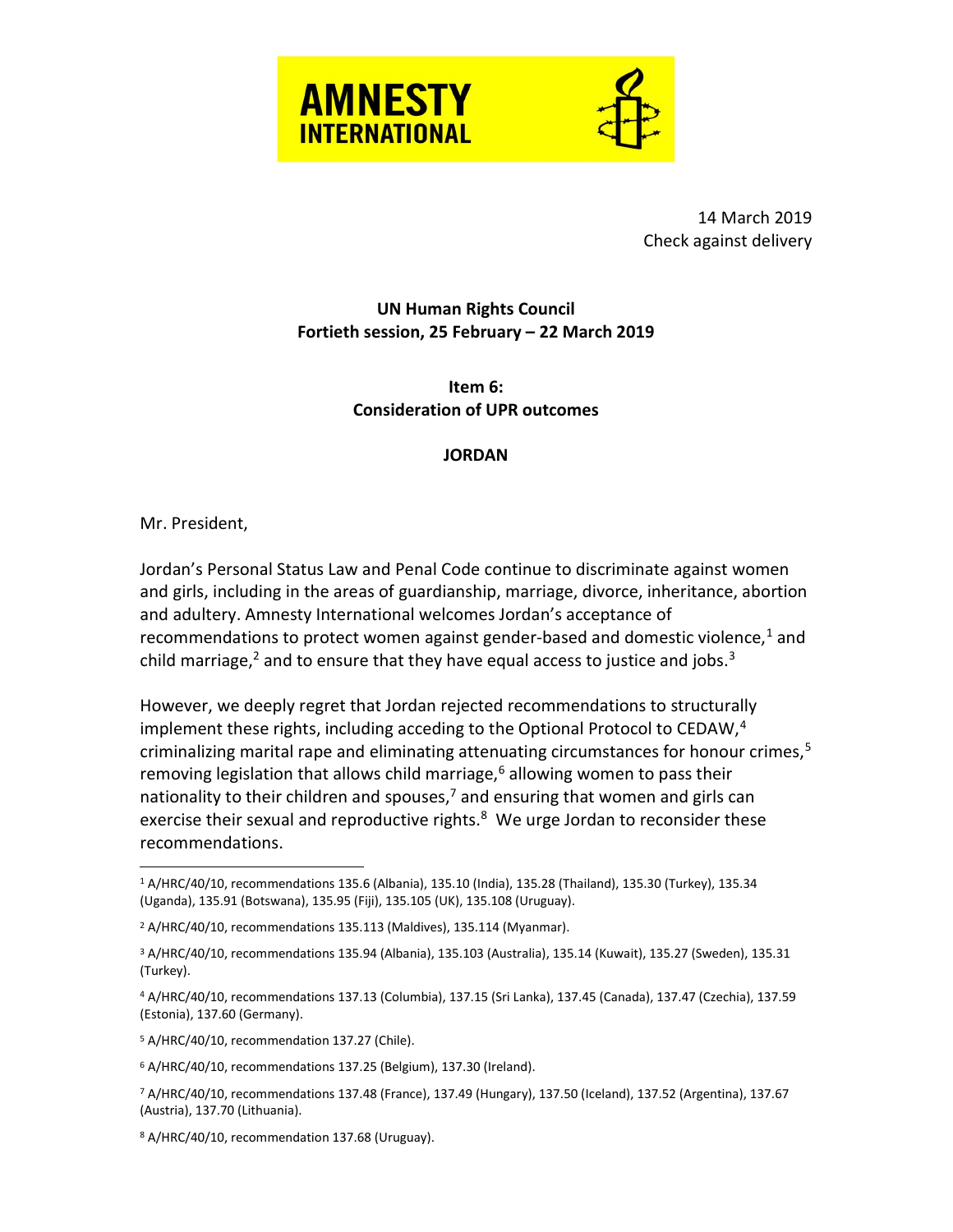AMNESTY INTERNATIONAL

14 March 2019
Check against delivery

**UN Human Rights Council**
**Fortieth session, 25 February – 22 March 2019**

**Item 6:**
**Consideration of UPR outcomes**

**JORDAN**

Mr. President,

Jordan's Personal Status Law and Penal Code continue to discriminate against women and girls, including in the areas of guardianship, marriage, divorce, inheritance, abortion and adultery. Amnesty International welcomes Jordan's acceptance of recommendations to protect women against gender-based and domestic violence,[1] and child marriage,[2] and to ensure that they have equal access to justice and jobs.[3]

However, we deeply regret that Jordan rejected recommendations to structurally implement these rights, including acceding to the Optional Protocol to CEDAW,[4] criminalizing marital rape and eliminating attenuating circumstances for honour crimes,[5] removing legislation that allows child marriage,[6] allowing women to pass their nationality to their children and spouses,[7] and ensuring that women and girls can exercise their sexual and reproductive rights.[8] We urge Jordan to reconsider these recommendations.

---

[1] A/HRC/40/10, recommendations 135.6 (Albania), 135.10 (India), 135.28 (Thailand), 135.30 (Turkey), 135.34 (Uganda), 135.91 (Botswana), 135.95 (Fiji), 135.105 (UK), 135.108 (Uruguay).

[2] A/HRC/40/10, recommendations 135.113 (Maldives), 135.114 (Myanmar).

[3] A/HRC/40/10, recommendations 135.94 (Albania), 135.103 (Australia), 135.14 (Kuwait), 135.27 (Sweden), 135.31 (Turkey).

[4] A/HRC/40/10, recommendations 137.13 (Columbia), 137.15 (Sri Lanka), 137.45 (Canada), 137.47 (Czechia), 137.59 (Estonia), 137.60 (Germany).

[5] A/HRC/40/10, recommendation 137.27 (Chile).

[6] A/HRC/40/10, recommendations 137.25 (Belgium), 137.30 (Ireland).

[7] A/HRC/40/10, recommendations 137.48 (France), 137.49 (Hungary), 137.50 (Iceland), 137.52 (Argentina), 137.67 (Austria), 137.70 (Lithuania).

[8] A/HRC/40/10, recommendation 137.68 (Uruguay).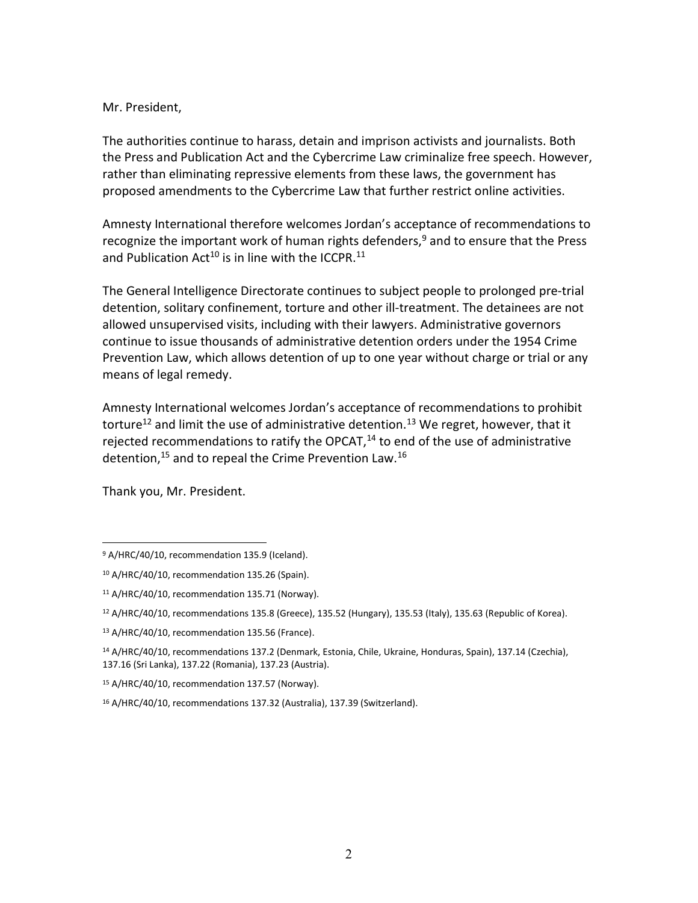Mr. President,

The authorities continue to harass, detain and imprison activists and journalists. Both the Press and Publication Act and the Cybercrime Law criminalize free speech. However, rather than eliminating repressive elements from these laws, the government has proposed amendments to the Cybercrime Law that further restrict online activities.

Amnesty International therefore welcomes Jordan's acceptance of recommendations to recognize the important work of human rights defenders,[9] and to ensure that the Press and Publication Act[10] is in line with the ICCPR.[11]

The General Intelligence Directorate continues to subject people to prolonged pre-trial detention, solitary confinement, torture and other ill-treatment. The detainees are not allowed unsupervised visits, including with their lawyers. Administrative governors continue to issue thousands of administrative detention orders under the 1954 Crime Prevention Law, which allows detention of up to one year without charge or trial or any means of legal remedy.

Amnesty International welcomes Jordan's acceptance of recommendations to prohibit torture[12] and limit the use of administrative detention.[13] We regret, however, that it rejected recommendations to ratify the OPCAT,[14] to end of the use of administrative detention,[15] and to repeal the Crime Prevention Law.[16]

Thank you, Mr. President.

---

[9] A/HRC/40/10, recommendation 135.9 (Iceland).

[10] A/HRC/40/10, recommendation 135.26 (Spain).

[11] A/HRC/40/10, recommendation 135.71 (Norway).

[12] A/HRC/40/10, recommendations 135.8 (Greece), 135.52 (Hungary), 135.53 (Italy), 135.63 (Republic of Korea).

[13] A/HRC/40/10, recommendation 135.56 (France).

[14] A/HRC/40/10, recommendations 137.2 (Denmark, Estonia, Chile, Ukraine, Honduras, Spain), 137.14 (Czechia), 137.16 (Sri Lanka), 137.22 (Romania), 137.23 (Austria).

[15] A/HRC/40/10, recommendation 137.57 (Norway).

[16] A/HRC/40/10, recommendations 137.32 (Australia), 137.39 (Switzerland).